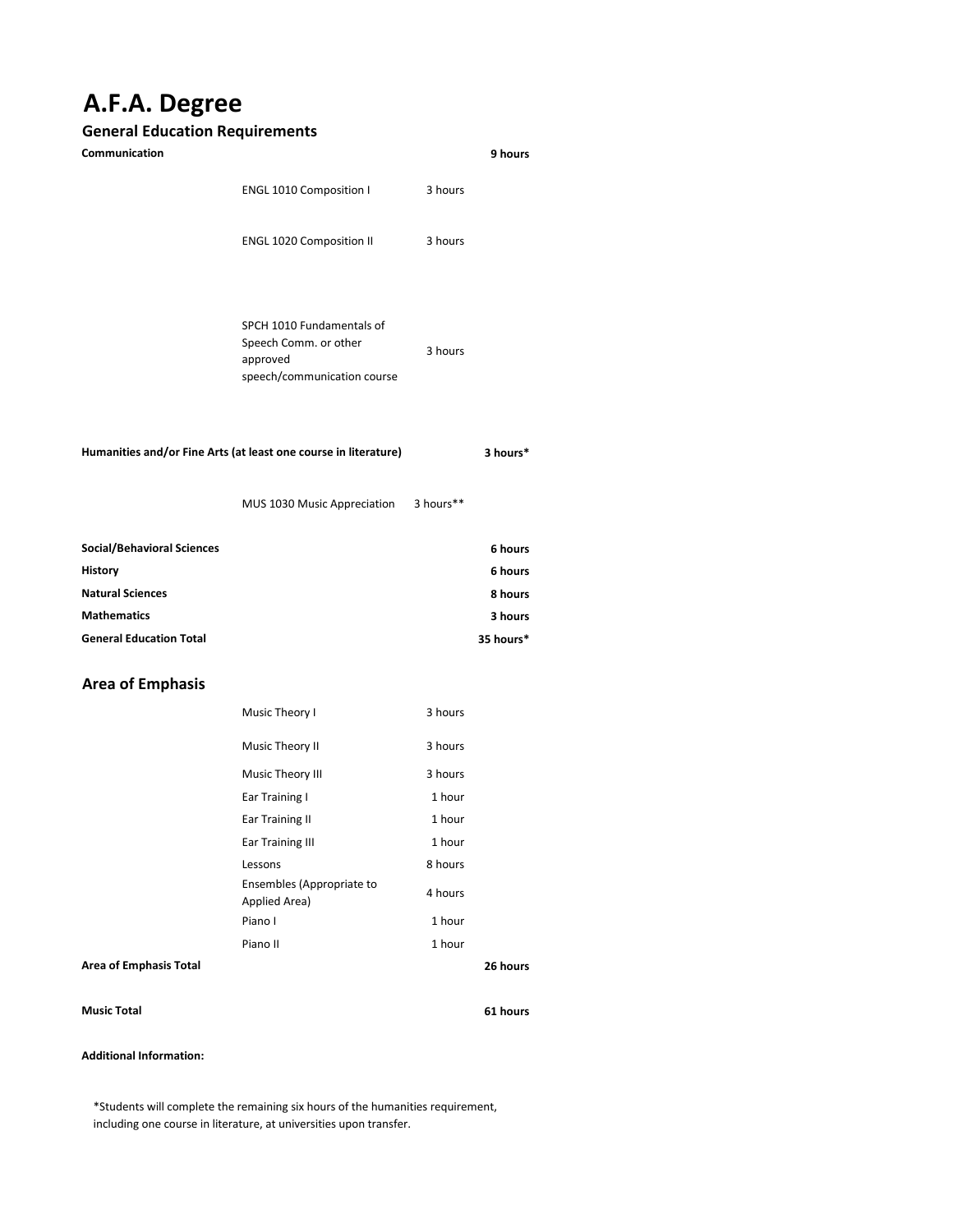# A.F.A. Degree

## General Education Requirements

| | | | |
|---|---|---|---|
| **Communication** | | | **9 hours** |
| | ENGL 1010 Composition I | 3 hours | |
| | ENGL 1020 Composition II | 3 hours | |
| | SPCH 1010 Fundamentals of Speech Comm. or other approved speech/communication course | 3 hours | |
| **Humanities and/or Fine Arts (at least one course in literature)** | | | **3 hours*** |
| | MUS 1030 Music Appreciation | 3 hours** | |
| **Social/Behavioral Sciences** | | | **6 hours** |
| **History** | | | **6 hours** |
| **Natural Sciences** | | | **8 hours** |
| **Mathematics** | | | **3 hours** |
| **General Education Total** | | | **35 hours*** |

## Area of Emphasis

| | | | |
|---|---|---|---|
| | Music Theory I | 3 hours | |
| | Music Theory II | 3 hours | |
| | Music Theory III | 3 hours | |
| | Ear Training I | 1 hour | |
| | Ear Training II | 1 hour | |
| | Ear Training III | 1 hour | |
| | Lessons | 8 hours | |
| | Ensembles (Appropriate to Applied Area) | 4 hours | |
| | Piano I | 1 hour | |
| | Piano II | 1 hour | |
| **Area of Emphasis Total** | | | **26 hours** |
| **Music Total** | | | **61 hours** |

**Additional Information:**

*Students will complete the remaining six hours of the humanities requirement, including one course in literature, at universities upon transfer.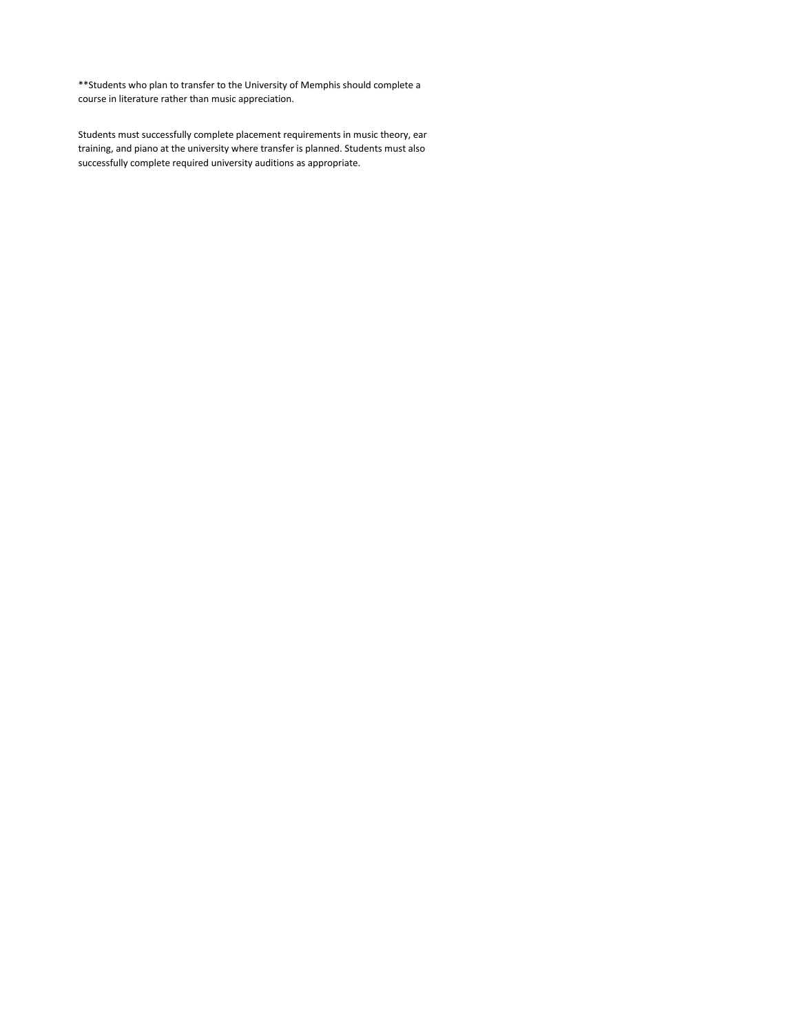**Students who plan to transfer to the University of Memphis should complete a course in literature rather than music appreciation.

Students must successfully complete placement requirements in music theory, ear training, and piano at the university where transfer is planned. Students must also successfully complete required university auditions as appropriate.